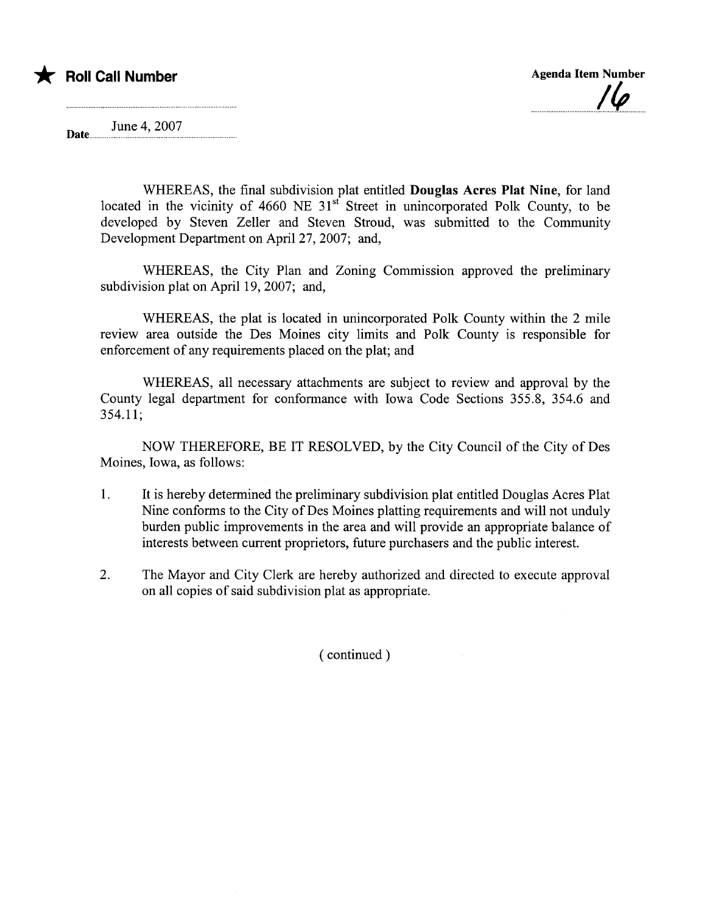★ **Roll Call Number**

**Agenda Item Number** 16

**Date** June 4, 2007

WHEREAS, the final subdivision plat entitled **Douglas Acres Plat Nine**, for land located in the vicinity of 4660 NE 31st Street in unincorporated Polk County, to be developed by Steven Zeller and Steven Stroud, was submitted to the Community Development Department on April 27, 2007; and,

WHEREAS, the City Plan and Zoning Commission approved the preliminary subdivision plat on April 19, 2007; and,

WHEREAS, the plat is located in unincorporated Polk County within the 2 mile review area outside the Des Moines city limits and Polk County is responsible for enforcement of any requirements placed on the plat; and

WHEREAS, all necessary attachments are subject to review and approval by the County legal department for conformance with Iowa Code Sections 355.8, 354.6 and 354.11;

NOW THEREFORE, BE IT RESOLVED, by the City Council of the City of Des Moines, Iowa, as follows:

1. It is hereby determined the preliminary subdivision plat entitled Douglas Acres Plat Nine conforms to the City of Des Moines platting requirements and will not unduly burden public improvements in the area and will provide an appropriate balance of interests between current proprietors, future purchasers and the public interest.

2. The Mayor and City Clerk are hereby authorized and directed to execute approval on all copies of said subdivision plat as appropriate.

( continued )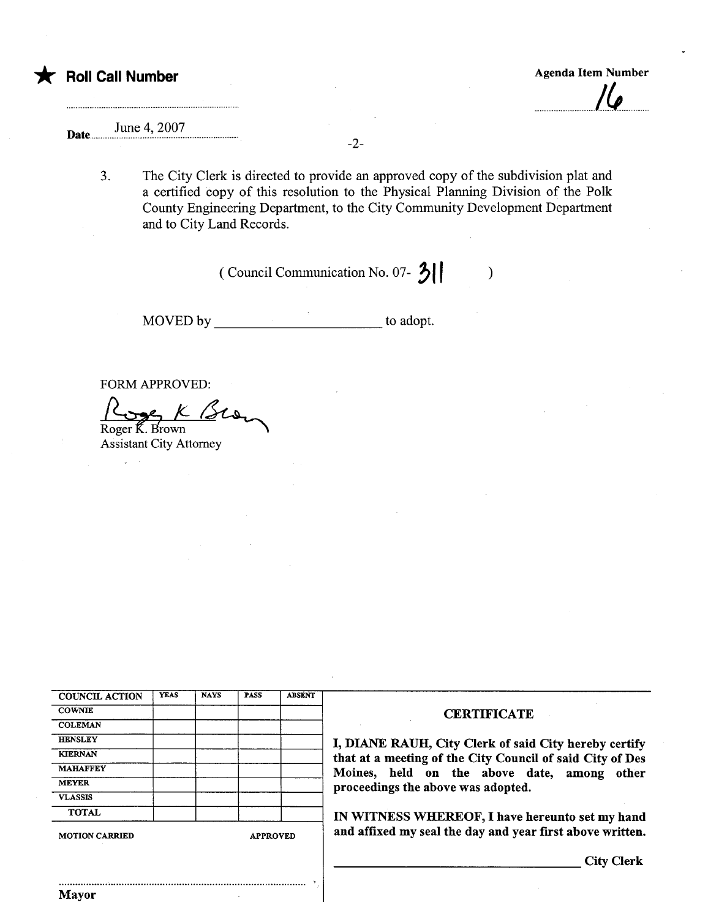★ **Roll Call Number**

**Agenda Item Number**

16

**Date** June 4, 2007

3. The City Clerk is directed to provide an approved copy of the subdivision plat and a certified copy of this resolution to the Physical Planning Division of the Polk County Engineering Department, to the City Community Development Department and to City Land Records.

( Council Communication No. 07- 311 )

MOVED by \_\_\_\_\_\_\_\_\_\_\_\_\_\_\_\_\_\_\_\_\_\_\_\_ to adopt.

FORM APPROVED:

Roger K. Brown
Assistant City Attorney

| COUNCIL ACTION | YEAS | NAYS | PASS | ABSENT |
|---|---|---|---|---|
| COWNIE | | | | |
| COLEMAN | | | | |
| HENSLEY | | | | |
| KIERNAN | | | | |
| MAHAFFEY | | | | |
| MEYER | | | | |
| VLASSIS | | | | |
| TOTAL | | | | |

MOTION CARRIED APPROVED

\_\_\_\_\_\_\_\_\_\_\_\_\_\_\_\_\_\_\_\_\_\_\_\_\_\_\_\_\_\_\_\_\_\_
Mayor

**CERTIFICATE**

**I, DIANE RAUH, City Clerk of said City hereby certify that at a meeting of the City Council of said City of Des Moines, held on the above date, among other proceedings the above was adopted.**

**IN WITNESS WHEREOF, I have hereunto set my hand and affixed my seal the day and year first above written.**

\_\_\_\_\_\_\_\_\_\_\_\_\_\_\_\_\_\_\_\_\_\_\_\_\_\_\_\_\_\_\_\_\_\_ **City Clerk**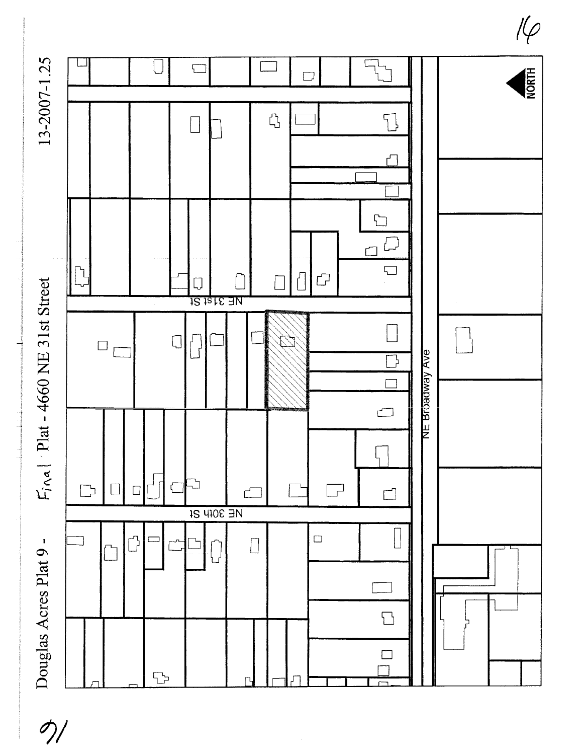# Douglas Acres Plat 9 - Final Plat - 4660 NE 31st Street

13-2007-1.25

NE 31st St

NE 30th St

NE Broadway Ave

NORTH